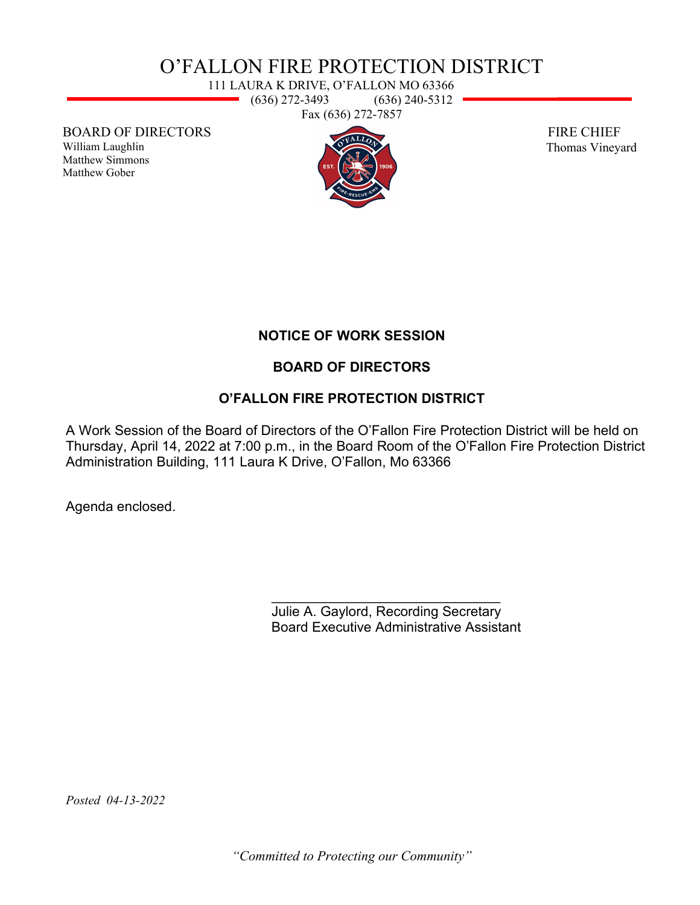# O'FALLON FIRE PROTECTION DISTRICT

111 LAURA K DRIVE, O'FALLON MO 63366
(636) 272-3493 (636) 240-5312
Fax (636) 272-7857

BOARD OF DIRECTORS
William Laughlin
Matthew Simmons
Matthew Gober

FIRE CHIEF
Thomas Vineyard

**NOTICE OF WORK SESSION**

**BOARD OF DIRECTORS**

**O'FALLON FIRE PROTECTION DISTRICT**

A Work Session of the Board of Directors of the O'Fallon Fire Protection District will be held on Thursday, April 14, 2022 at 7:00 p.m., in the Board Room of the O'Fallon Fire Protection District Administration Building, 111 Laura K Drive, O'Fallon, Mo 63366

Agenda enclosed.

______________________________
Julie A. Gaylord, Recording Secretary
Board Executive Administrative Assistant

*Posted 04-13-2022*

*"Committed to Protecting our Community"*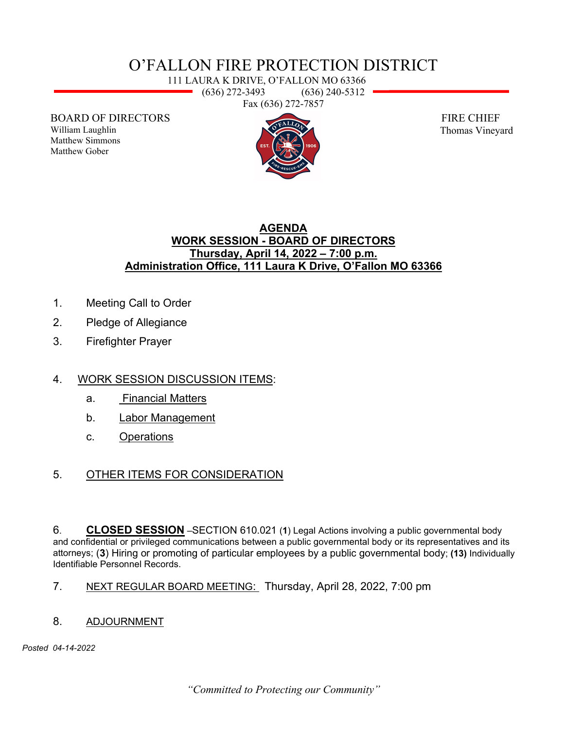# O'FALLON FIRE PROTECTION DISTRICT

111 LAURA K DRIVE, O'FALLON MO 63366
(636) 272-3493 (636) 240-5312
Fax (636) 272-7857

BOARD OF DIRECTORS
William Laughlin
Matthew Simmons
Matthew Gober

FIRE CHIEF
Thomas Vineyard

## AGENDA
## WORK SESSION - BOARD OF DIRECTORS
## Thursday, April 14, 2022 – 7:00 p.m.
## Administration Office, 111 Laura K Drive, O'Fallon MO 63366

1. Meeting Call to Order
2. Pledge of Allegiance
3. Firefighter Prayer
4. WORK SESSION DISCUSSION ITEMS:
   a. Financial Matters
   b. Labor Management
   c. Operations
5. OTHER ITEMS FOR CONSIDERATION
6. **CLOSED SESSION** –SECTION 610.021 (**1**) Legal Actions involving a public governmental body and confidential or privileged communications between a public governmental body or its representatives and its attorneys; (**3**) Hiring or promoting of particular employees by a public governmental body; **(13)** Individually Identifiable Personnel Records.
7. NEXT REGULAR BOARD MEETING: Thursday, April 28, 2022, 7:00 pm
8. ADJOURNMENT

*Posted 04-14-2022*

*"Committed to Protecting our Community"*